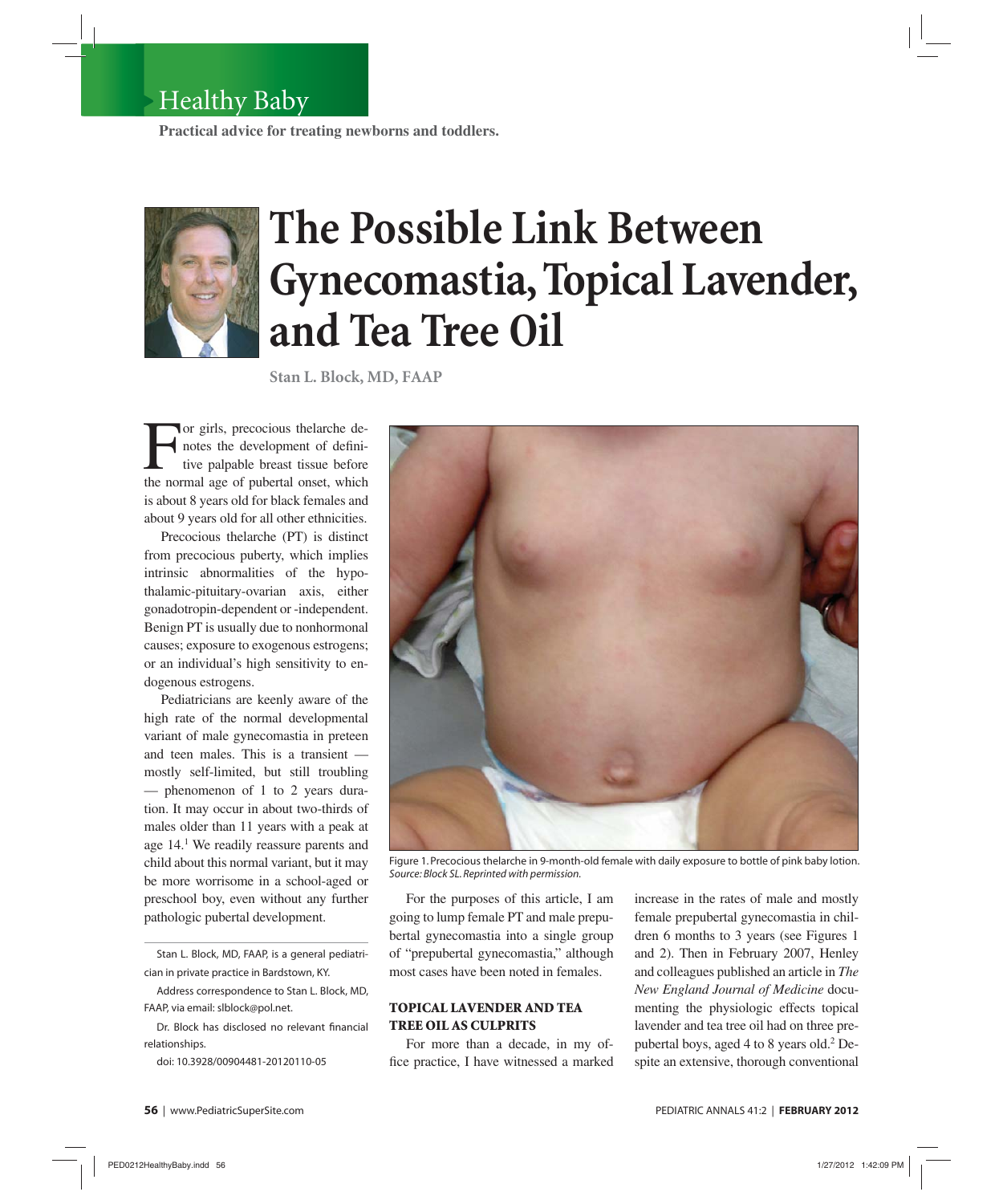# Healthy Baby

**Practical advice for treating newborns and toddlers.**

# The Possible Link Between Gynecomastia, Topical Lavender, and Tea Tree Oil

**Stan L. Block, MD, FAAP**

For girls, precocious thelarche denotes the development of definitive palpable breast tissue before the normal age of pubertal onset, which is about 8 years old for black females and about 9 years old for all other ethnicities.

Precocious thelarche (PT) is distinct from precocious puberty, which implies intrinsic abnormalities of the hypothalamic-pituitary-ovarian axis, either gonadotropin-dependent or -independent. Benign PT is usually due to nonhormonal causes; exposure to exogenous estrogens; or an individual's high sensitivity to endogenous estrogens.

Pediatricians are keenly aware of the high rate of the normal developmental variant of male gynecomastia in preteen and teen males. This is a transient — mostly self-limited, but still troubling — phenomenon of 1 to 2 years duration. It may occur in about two-thirds of males older than 11 years with a peak at age 14.[1] We readily reassure parents and child about this normal variant, but it may be more worrisome in a school-aged or preschool boy, even without any further pathologic pubertal development.

Stan L. Block, MD, FAAP, is a general pediatrician in private practice in Bardstown, KY.

Address correspondence to Stan L. Block, MD, FAAP, via email: slblock@pol.net.

Dr. Block has disclosed no relevant financial relationships.

doi: 10.3928/00904481-20120110-05

Figure 1. Precocious thelarche in 9-month-old female with daily exposure to bottle of pink baby lotion. *Source: Block SL. Reprinted with permission.*

For the purposes of this article, I am going to lump female PT and male prepubertal gynecomastia into a single group of "prepubertal gynecomastia," although most cases have been noted in females.

## TOPICAL LAVENDER AND TEA TREE OIL AS CULPRITS

For more than a decade, in my office practice, I have witnessed a marked increase in the rates of male and mostly female prepubertal gynecomastia in children 6 months to 3 years (see Figures 1 and 2). Then in February 2007, Henley and colleagues published an article in *The New England Journal of Medicine* documenting the physiologic effects topical lavender and tea tree oil had on three prepubertal boys, aged 4 to 8 years old.[2] Despite an extensive, thorough conventional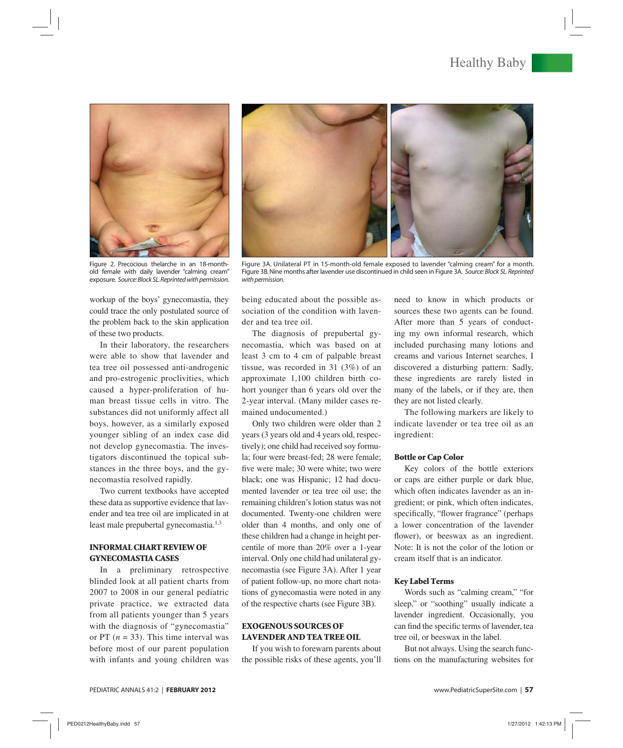Figure 2. Precocious thelarche in an 18-month-old female with daily lavender "calming cream" exposure. *Source: Block SL. Reprinted with permission.*

Figure 3A. Unilateral PT in 15-month-old female exposed to lavender "calming cream" for a month. Figure 3B. Nine months after lavender use discontinued in child seen in Figure 3A. *Source: Block SL. Reprinted with permission.*

workup of the boys' gynecomastia, they could trace the only postulated source of the problem back to the skin application of these two products.

In their laboratory, the researchers were able to show that lavender and tea tree oil possessed anti-androgenic and pro-estrogenic proclivities, which caused a hyper-proliferation of human breast tissue cells in vitro. The substances did not uniformly affect all boys, however, as a similarly exposed younger sibling of an index case did not develop gynecomastia. The investigators discontinued the topical substances in the three boys, and the gynecomastia resolved rapidly.

Two current textbooks have accepted these data as supportive evidence that lavender and tea tree oil are implicated in at least male prepubertal gynecomastia.[1,3]

## INFORMAL CHART REVIEW OF GYNECOMASTIA CASES

In a preliminary retrospective blinded look at all patient charts from 2007 to 2008 in our general pediatric private practice, we extracted data from all patients younger than 5 years with the diagnosis of "gynecomastia" or PT ($n$ = 33). This time interval was before most of our parent population with infants and young children was being educated about the possible association of the condition with lavender and tea tree oil.

The diagnosis of prepubertal gynecomastia, which was based on at least 3 cm to 4 cm of palpable breast tissue, was recorded in 31 (3%) of an approximate 1,100 children birth cohort younger than 6 years old over the 2-year interval. (Many milder cases remained undocumented.)

Only two children were older than 2 years (3 years old and 4 years old, respectively); one child had received soy formula; four were breast-fed; 28 were female; five were male; 30 were white; two were black; one was Hispanic; 12 had documented lavender or tea tree oil use; the remaining children's lotion status was not documented. Twenty-one children were older than 4 months, and only one of these children had a change in height percentile of more than 20% over a 1-year interval. Only one child had unilateral gynecomastia (see Figure 3A). After 1 year of patient follow-up, no more chart notations of gynecomastia were noted in any of the respective charts (see Figure 3B).

## EXOGENOUS SOURCES OF LAVENDER AND TEA TREE OIL

If you wish to forewarn parents about the possible risks of these agents, you'll need to know in which products or sources these two agents can be found. After more than 5 years of conducting my own informal research, which included purchasing many lotions and creams and various Internet searches, I discovered a disturbing pattern: Sadly, these ingredients are rarely listed in many of the labels, or if they are, then they are not listed clearly.

The following markers are likely to indicate lavender or tea tree oil as an ingredient:

### Bottle or Cap Color

Key colors of the bottle exteriors or caps are either purple or dark blue, which often indicates lavender as an ingredient; or pink, which often indicates, specifically, "flower fragrance" (perhaps a lower concentration of the lavender flower), or beeswax as an ingredient. Note: It is not the color of the lotion or cream itself that is an indicator.

### Key Label Terms

Words such as "calming cream," "for sleep," or "soothing" usually indicate a lavender ingredient. Occasionally, you can find the specific terms of lavender, tea tree oil, or beeswax in the label.

But not always. Using the search functions on the manufacturing websites for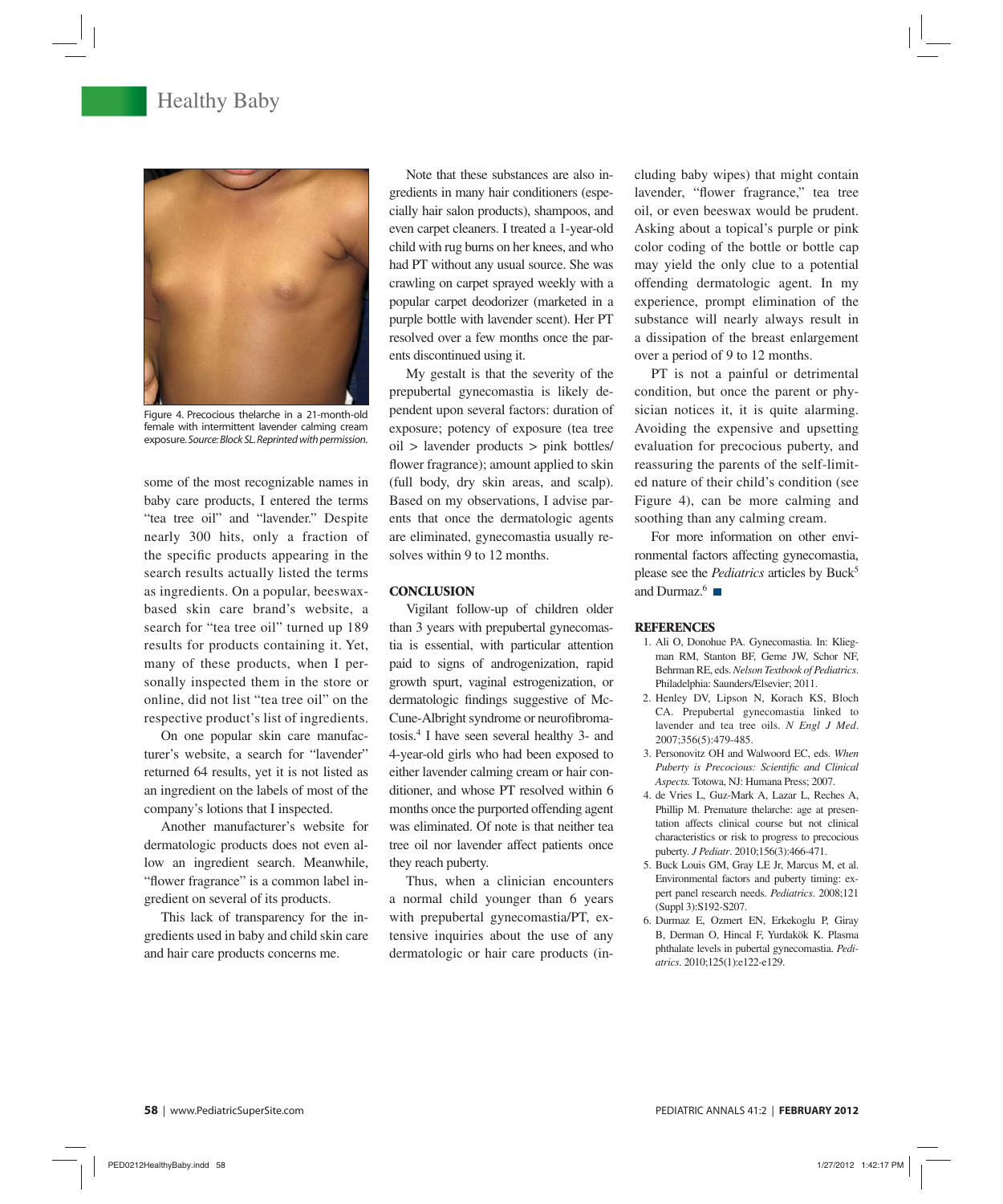Figure 4. Precocious thelarche in a 21-month-old female with intermittent lavender calming cream exposure. *Source: Block SL. Reprinted with permission.*

some of the most recognizable names in baby care products, I entered the terms "tea tree oil" and "lavender." Despite nearly 300 hits, only a fraction of the specific products appearing in the search results actually listed the terms as ingredients. On a popular, beeswax-based skin care brand's website, a search for "tea tree oil" turned up 189 results for products containing it. Yet, many of these products, when I personally inspected them in the store or online, did not list "tea tree oil" on the respective product's list of ingredients.

On one popular skin care manufacturer's website, a search for "lavender" returned 64 results, yet it is not listed as an ingredient on the labels of most of the company's lotions that I inspected.

Another manufacturer's website for dermatologic products does not even allow an ingredient search. Meanwhile, "flower fragrance" is a common label ingredient on several of its products.

This lack of transparency for the ingredients used in baby and child skin care and hair care products concerns me.

Note that these substances are also ingredients in many hair conditioners (especially hair salon products), shampoos, and even carpet cleaners. I treated a 1-year-old child with rug burns on her knees, and who had PT without any usual source. She was crawling on carpet sprayed weekly with a popular carpet deodorizer (marketed in a purple bottle with lavender scent). Her PT resolved over a few months once the parents discontinued using it.

My gestalt is that the severity of the prepubertal gynecomastia is likely dependent upon several factors: duration of exposure; potency of exposure (tea tree oil > lavender products > pink bottles/flower fragrance); amount applied to skin (full body, dry skin areas, and scalp). Based on my observations, I advise parents that once the dermatologic agents are eliminated, gynecomastia usually resolves within 9 to 12 months.

## CONCLUSION

Vigilant follow-up of children older than 3 years with prepubertal gynecomastia is essential, with particular attention paid to signs of androgenization, rapid growth spurt, vaginal estrogenization, or dermatologic findings suggestive of McCune-Albright syndrome or neurofibromatosis.[4] I have seen several healthy 3- and 4-year-old girls who had been exposed to either lavender calming cream or hair conditioner, and whose PT resolved within 6 months once the purported offending agent was eliminated. Of note is that neither tea tree oil nor lavender affect patients once they reach puberty.

Thus, when a clinician encounters a normal child younger than 6 years with prepubertal gynecomastia/PT, extensive inquiries about the use of any dermatologic or hair care products (including baby wipes) that might contain lavender, "flower fragrance," tea tree oil, or even beeswax would be prudent. Asking about a topical's purple or pink color coding of the bottle or bottle cap may yield the only clue to a potential offending dermatologic agent. In my experience, prompt elimination of the substance will nearly always result in a dissipation of the breast enlargement over a period of 9 to 12 months.

PT is not a painful or detrimental condition, but once the parent or physician notices it, it is quite alarming. Avoiding the expensive and upsetting evaluation for precocious puberty, and reassuring the parents of the self-limited nature of their child's condition (see Figure 4), can be more calming and soothing than any calming cream.

For more information on other environmental factors affecting gynecomastia, please see the *Pediatrics* articles by Buck[5] and Durmaz.[6]

## REFERENCES

1. Ali O, Donohue PA. Gynecomastia. In: Kliegman RM, Stanton BF, Geme JW, Schor NF, Behrman RE, eds. *Nelson Textbook of Pediatrics*. Philadelphia: Saunders/Elsevier; 2011.
2. Henley DV, Lipson N, Korach KS, Bloch CA. Prepubertal gynecomastia linked to lavender and tea tree oils. *N Engl J Med*. 2007;356(5):479-485.
3. Personovitz OH and Walwoord EC, eds. *When Puberty is Precocious: Scientific and Clinical Aspects.* Totowa, NJ: Humana Press; 2007.
4. de Vries L, Guz-Mark A, Lazar L, Reches A, Phillip M. Premature thelarche: age at presentation affects clinical course but not clinical characteristics or risk to progress to precocious puberty. *J Pediatr*. 2010;156(3):466-471.
5. Buck Louis GM, Gray LE Jr, Marcus M, et al. Environmental factors and puberty timing: expert panel research needs. *Pediatrics*. 2008;121 (Suppl 3):S192-S207.
6. Durmaz E, Ozmert EN, Erkekoglu P, Giray B, Derman O, Hincal F, Yurdakök K. Plasma phthalate levels in pubertal gynecomastia. *Pediatrics*. 2010;125(1):e122-e129.